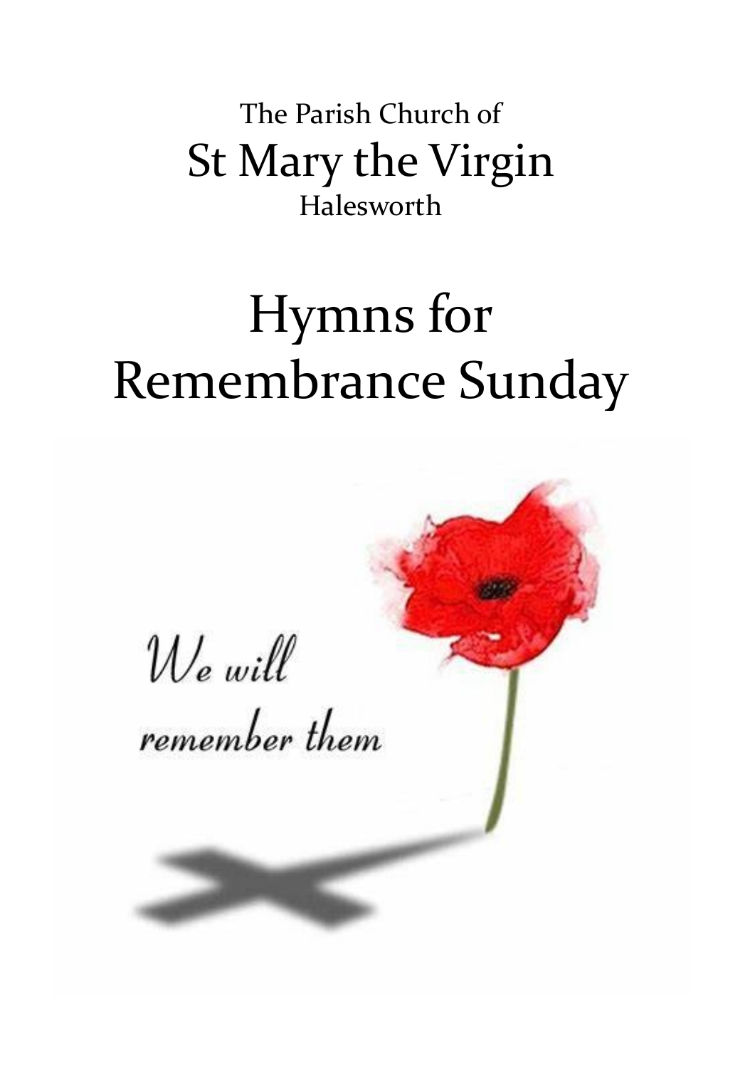The Parish Church of

# St Mary the Virgin

Halesworth

# Hymns for Remembrance Sunday

*We will remember them*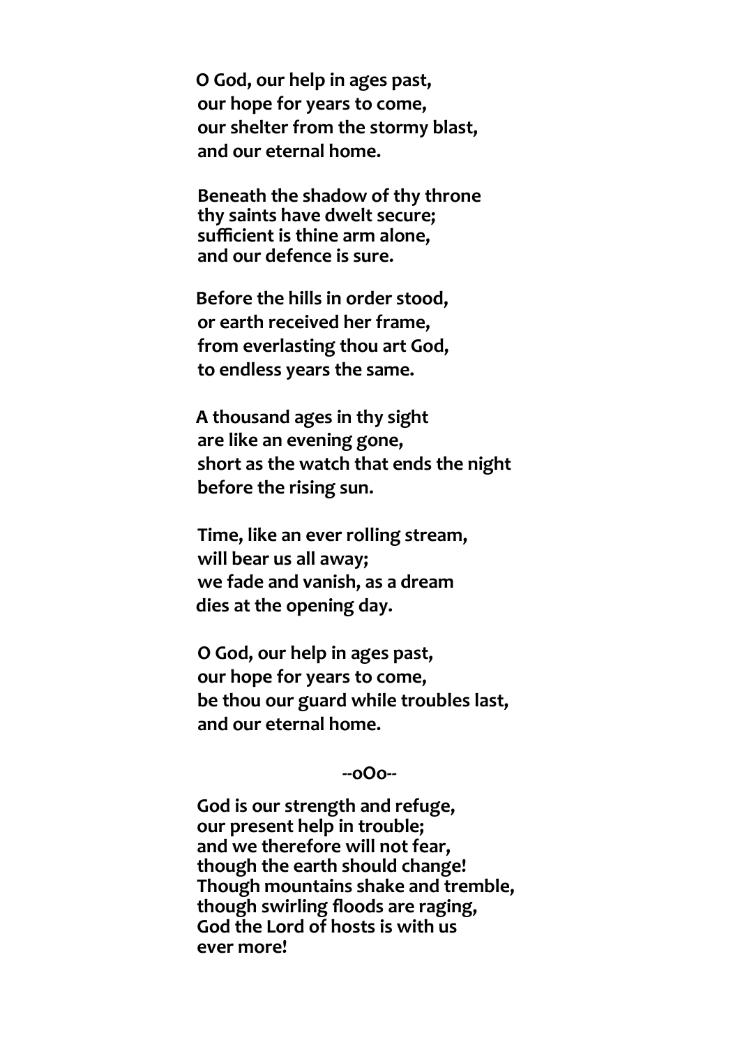**O God, our help in ages past,**
**our hope for years to come,**
**our shelter from the stormy blast,**
**and our eternal home.**

**Beneath the shadow of thy throne**
**thy saints have dwelt secure;**
**sufficient is thine arm alone,**
**and our defence is sure.**

**Before the hills in order stood,**
**or earth received her frame,**
**from everlasting thou art God,**
**to endless years the same.**

**A thousand ages in thy sight**
**are like an evening gone,**
**short as the watch that ends the night**
**before the rising sun.**

**Time, like an ever rolling stream,**
**will bear us all away;**
**we fade and vanish, as a dream**
**dies at the opening day.**

**O God, our help in ages past,**
**our hope for years to come,**
**be thou our guard while troubles last,**
**and our eternal home.**

--oOo--

**God is our strength and refuge,**
**our present help in trouble;**
**and we therefore will not fear,**
**though the earth should change!**
**Though mountains shake and tremble,**
**though swirling floods are raging,**
**God the Lord of hosts is with us**
**ever more!**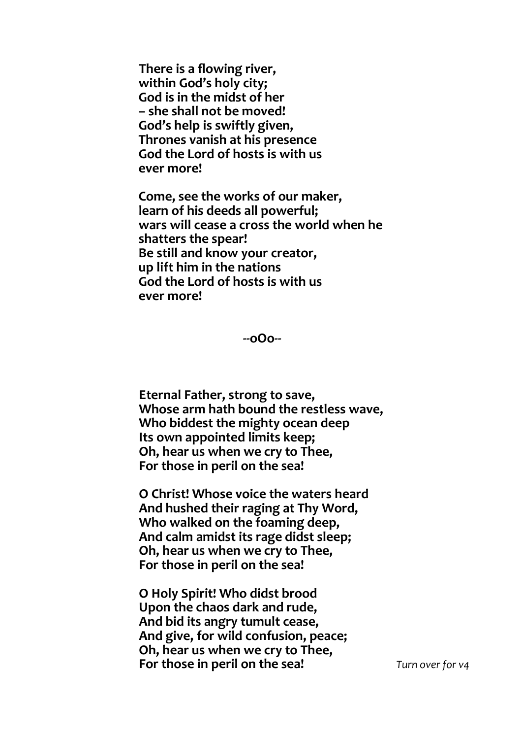**There is a flowing river,**
**within God's holy city;**
**God is in the midst of her**
**– she shall not be moved!**
**God's help is swiftly given,**
**Thrones vanish at his presence**
**God the Lord of hosts is with us**
**ever more!**

**Come, see the works of our maker,**
**learn of his deeds all powerful;**
**wars will cease a cross the world when he**
**shatters the spear!**
**Be still and know your creator,**
**up lift him in the nations**
**God the Lord of hosts is with us**
**ever more!**

**--oOo--**

**Eternal Father, strong to save,**
**Whose arm hath bound the restless wave,**
**Who biddest the mighty ocean deep**
**Its own appointed limits keep;**
**Oh, hear us when we cry to Thee,**
**For those in peril on the sea!**

**O Christ! Whose voice the waters heard**
**And hushed their raging at Thy Word,**
**Who walked on the foaming deep,**
**And calm amidst its rage didst sleep;**
**Oh, hear us when we cry to Thee,**
**For those in peril on the sea!**

**O Holy Spirit! Who didst brood**
**Upon the chaos dark and rude,**
**And bid its angry tumult cease,**
**And give, for wild confusion, peace;**
**Oh, hear us when we cry to Thee,**
**For those in peril on the sea!**

*Turn over for v4*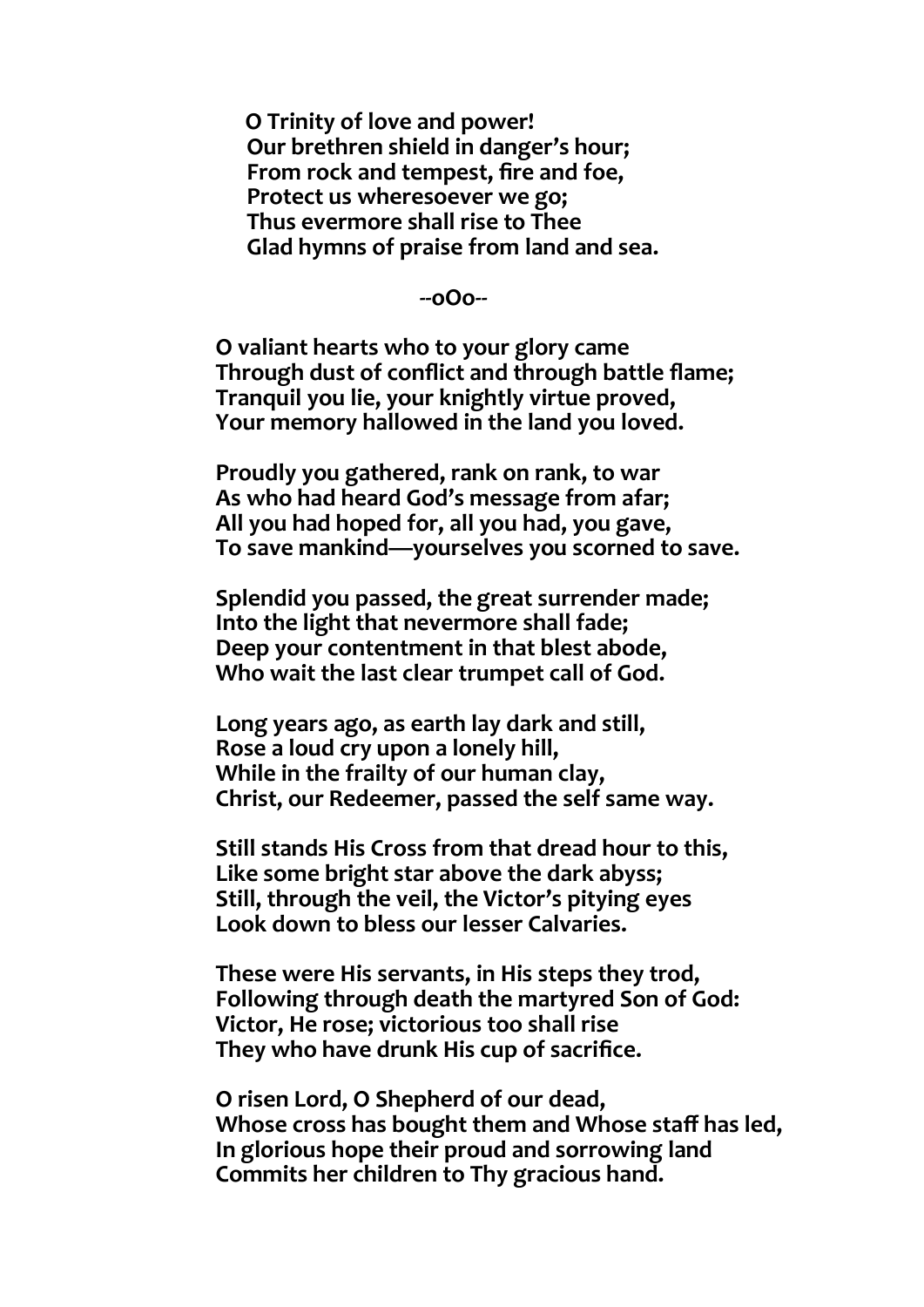**O Trinity of love and power!**
**Our brethren shield in danger's hour;**
**From rock and tempest, fire and foe,**
**Protect us wheresoever we go;**
**Thus evermore shall rise to Thee**
**Glad hymns of praise from land and sea.**

**--oOo--**

**O valiant hearts who to your glory came**
**Through dust of conflict and through battle flame;**
**Tranquil you lie, your knightly virtue proved,**
**Your memory hallowed in the land you loved.**

**Proudly you gathered, rank on rank, to war**
**As who had heard God's message from afar;**
**All you had hoped for, all you had, you gave,**
**To save mankind—yourselves you scorned to save.**

**Splendid you passed, the great surrender made;**
**Into the light that nevermore shall fade;**
**Deep your contentment in that blest abode,**
**Who wait the last clear trumpet call of God.**

**Long years ago, as earth lay dark and still,**
**Rose a loud cry upon a lonely hill,**
**While in the frailty of our human clay,**
**Christ, our Redeemer, passed the self same way.**

**Still stands His Cross from that dread hour to this,**
**Like some bright star above the dark abyss;**
**Still, through the veil, the Victor's pitying eyes**
**Look down to bless our lesser Calvaries.**

**These were His servants, in His steps they trod,**
**Following through death the martyred Son of God:**
**Victor, He rose; victorious too shall rise**
**They who have drunk His cup of sacrifice.**

**O risen Lord, O Shepherd of our dead,**
**Whose cross has bought them and Whose staff has led,**
**In glorious hope their proud and sorrowing land**
**Commits her children to Thy gracious hand.**